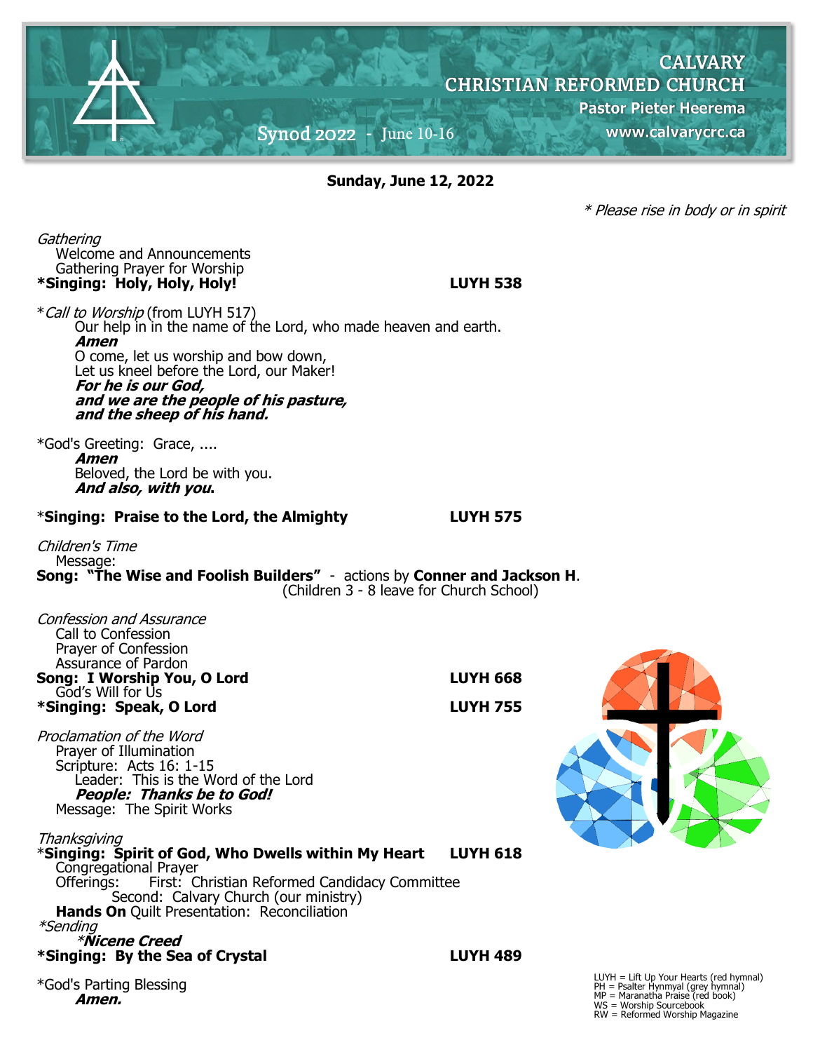# CALVARY CHRISTIAN REFORMED CHURCH

**Pastor Pieter Heerema**

www.calvarycrc.ca

Synod 2022 - June 10-16

**Sunday, June 12, 2022**

*\* Please rise in body or in spirit*

*Gathering*
Welcome and Announcements
Gathering Prayer for Worship
**\*Singing: Holy, Holy, Holy! LUYH 538**

\**Call to Worship* (from LUYH 517)
Our help in in the name of the Lord, who made heaven and earth.
***Amen***
O come, let us worship and bow down,
Let us kneel before the Lord, our Maker!
***For he is our God,***
***and we are the people of his pasture,***
***and the sheep of his hand.***

\*God's Greeting: Grace, ....
***Amen***
Beloved, the Lord be with you.
***And also, with you.***

\***Singing: Praise to the Lord, the Almighty LUYH 575**

*Children's Time*
Message:
**Song: "The Wise and Foolish Builders"** - actions by **Conner and Jackson H**.
(Children 3 - 8 leave for Church School)

*Confession and Assurance*
Call to Confession
Prayer of Confession
Assurance of Pardon
**Song: I Worship You, O Lord LUYH 668**
God's Will for Us
**\*Singing: Speak, O Lord LUYH 755**

*Proclamation of the Word*
Prayer of Illumination
Scripture: Acts 16: 1-15
Leader: This is the Word of the Lord
***People: Thanks be to God!***
Message: The Spirit Works

*Thanksgiving*
\***Singing: Spirit of God, Who Dwells within My Heart LUYH 618**
Congregational Prayer
Offerings: First: Christian Reformed Candidacy Committee
Second: Calvary Church (our ministry)
**Hands On** Quilt Presentation: Reconciliation

*\*Sending*
*\****Nicene Creed***
**\*Singing: By the Sea of Crystal LUYH 489**

\*God's Parting Blessing
***Amen.***

LUYH = Lift Up Your Hearts (red hymnal)
PH = Psalter Hynmyal (grey hymnal)
MP = Maranatha Praise (red book)
WS = Worship Sourcebook
RW = Reformed Worship Magazine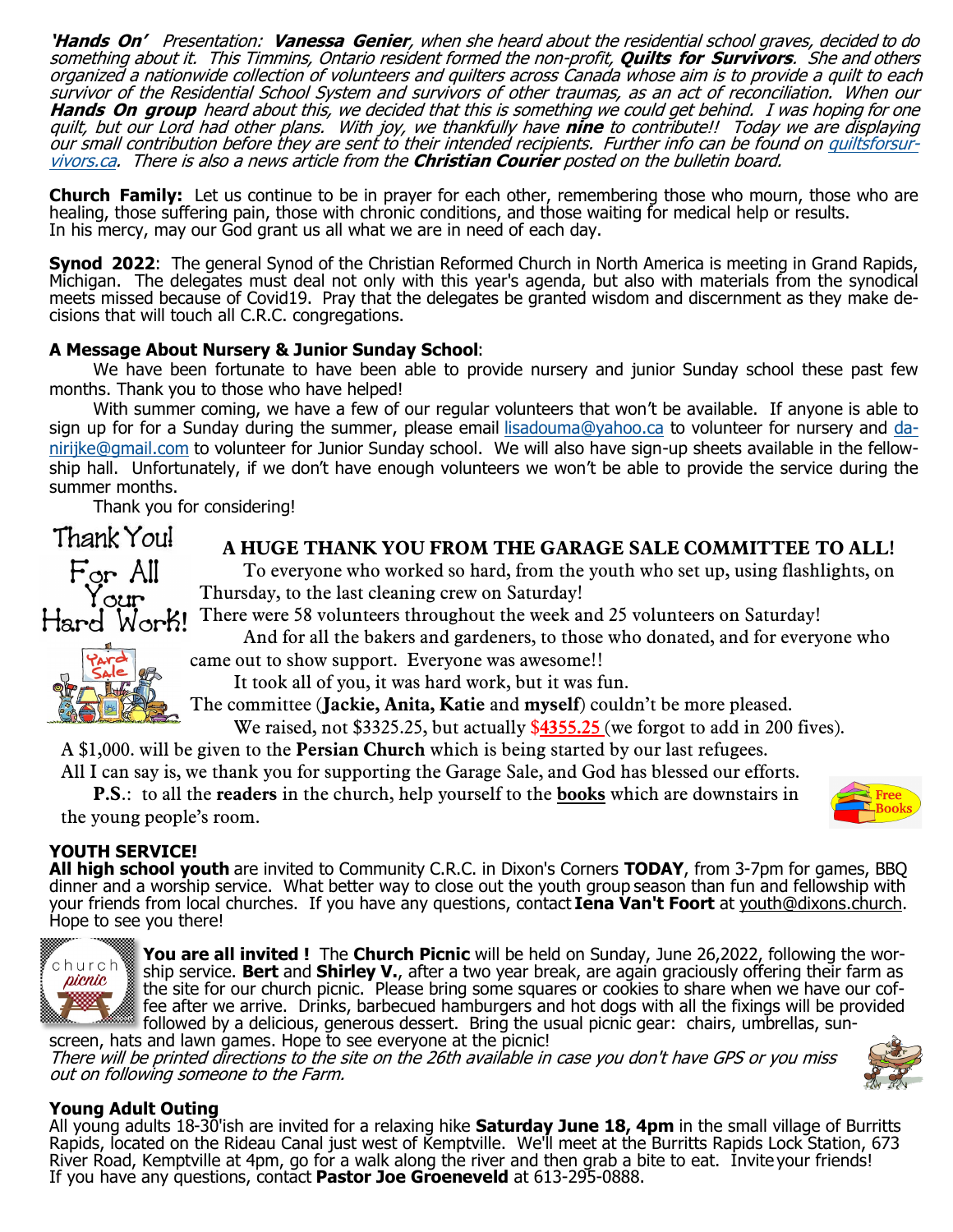***'Hands On'*** *Presentation:* ***Vanessa Genier****, when she heard about the residential school graves, decided to do something about it. This Timmins, Ontario resident formed the non-profit,* ***Quilts for Survivors****. She and others organized a nationwide collection of volunteers and quilters across Canada whose aim is to provide a quilt to each survivor of the Residential School System and survivors of other traumas, as an act of reconciliation. When our* ***Hands On group*** *heard about this, we decided that this is something we could get behind. I was hoping for one quilt, but our Lord had other plans. With joy, we thankfully have* ***nine*** *to contribute!! Today we are displaying our small contribution before they are sent to their intended recipients. Further info can be found on quiltsforsurvivors.ca. There is also a news article from the* ***Christian Courier*** *posted on the bulletin board.*

**Church Family:** Let us continue to be in prayer for each other, remembering those who mourn, those who are healing, those suffering pain, those with chronic conditions, and those waiting for medical help or results. In his mercy, may our God grant us all what we are in need of each day.

**Synod 2022**: The general Synod of the Christian Reformed Church in North America is meeting in Grand Rapids, Michigan. The delegates must deal not only with this year's agenda, but also with materials from the synodical meets missed because of Covid19. Pray that the delegates be granted wisdom and discernment as they make decisions that will touch all C.R.C. congregations.

**A Message About Nursery & Junior Sunday School**:

We have been fortunate to have been able to provide nursery and junior Sunday school these past few months. Thank you to those who have helped!

With summer coming, we have a few of our regular volunteers that won't be available. If anyone is able to sign up for for a Sunday during the summer, please email lisadouma@yahoo.ca to volunteer for nursery and danirijke@gmail.com to volunteer for Junior Sunday school. We will also have sign-up sheets available in the fellowship hall. Unfortunately, if we don't have enough volunteers we won't be able to provide the service during the summer months.

Thank you for considering!

Thank You! For All Your Hard Work!

**A HUGE THANK YOU FROM THE GARAGE SALE COMMITTEE TO ALL!**

To everyone who worked so hard, from the youth who set up, using flashlights, on Thursday, to the last cleaning crew on Saturday!

There were 58 volunteers throughout the week and 25 volunteers on Saturday!

And for all the bakers and gardeners, to those who donated, and for everyone who came out to show support. Everyone was awesome!!

It took all of you, it was hard work, but it was fun.

The committee (**Jackie, Anita, Katie** and **myself**) couldn't be more pleased.

We raised, not $3325.25, but actually **$4355.25** (we forgot to add in 200 fives).

A $1,000. will be given to the **Persian Church** which is being started by our last refugees.

All I can say is, we thank you for supporting the Garage Sale, and God has blessed our efforts.

**P.S**.: to all the **readers** in the church, help yourself to the **books** which are downstairs in the young people's room.

**YOUTH SERVICE!**

**All high school youth** are invited to Community C.R.C. in Dixon's Corners **TODAY**, from 3-7pm for games, BBQ dinner and a worship service. What better way to close out the youth group season than fun and fellowship with your friends from local churches. If you have any questions, contact **Iena Van't Foort** at youth@dixons.church. Hope to see you there!

**You are all invited !** The **Church Picnic** will be held on Sunday, June 26,2022, following the worship service. **Bert** and **Shirley V.**, after a two year break, are again graciously offering their farm as the site for our church picnic. Please bring some squares or cookies to share when we have our coffee after we arrive. Drinks, barbecued hamburgers and hot dogs with all the fixings will be provided followed by a delicious, generous dessert. Bring the usual picnic gear: chairs, umbrellas, sunscreen, hats and lawn games. Hope to see everyone at the picnic!

*There will be printed directions to the site on the 26th available in case you don't have GPS or you miss out on following someone to the Farm.*

**Young Adult Outing**

All young adults 18-30'ish are invited for a relaxing hike **Saturday June 18, 4pm** in the small village of Burritts Rapids, located on the Rideau Canal just west of Kemptville. We'll meet at the Burritts Rapids Lock Station, 673 River Road, Kemptville at 4pm, go for a walk along the river and then grab a bite to eat. Invite your friends! If you have any questions, contact **Pastor Joe Groeneveld** at 613-295-0888.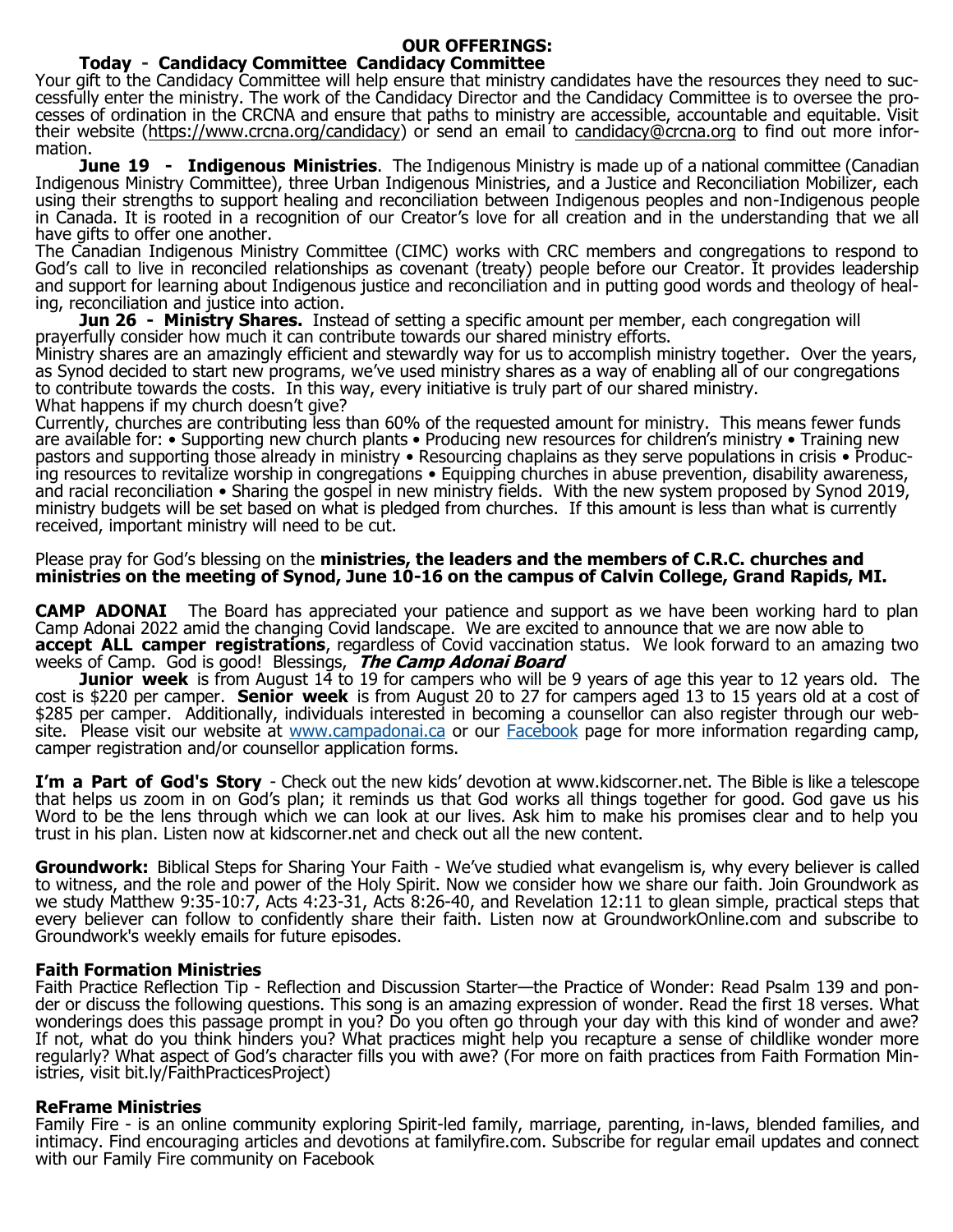## OUR OFFERINGS:

**Today - Candidacy Committee Candidacy Committee**

Your gift to the Candidacy Committee will help ensure that ministry candidates have the resources they need to successfully enter the ministry. The work of the Candidacy Director and the Candidacy Committee is to oversee the processes of ordination in the CRCNA and ensure that paths to ministry are accessible, accountable and equitable. Visit their website (https://www.crcna.org/candidacy) or send an email to candidacy@crcna.org to find out more information.

**June 19 - Indigenous Ministries**. The Indigenous Ministry is made up of a national committee (Canadian Indigenous Ministry Committee), three Urban Indigenous Ministries, and a Justice and Reconciliation Mobilizer, each using their strengths to support healing and reconciliation between Indigenous peoples and non-Indigenous people in Canada. It is rooted in a recognition of our Creator's love for all creation and in the understanding that we all have gifts to offer one another.

The Canadian Indigenous Ministry Committee (CIMC) works with CRC members and congregations to respond to God's call to live in reconciled relationships as covenant (treaty) people before our Creator. It provides leadership and support for learning about Indigenous justice and reconciliation and in putting good words and theology of healing, reconciliation and justice into action.

**Jun 26 - Ministry Shares.** Instead of setting a specific amount per member, each congregation will prayerfully consider how much it can contribute towards our shared ministry efforts.

Ministry shares are an amazingly efficient and stewardly way for us to accomplish ministry together. Over the years, as Synod decided to start new programs, we've used ministry shares as a way of enabling all of our congregations to contribute towards the costs. In this way, every initiative is truly part of our shared ministry.

What happens if my church doesn't give?

Currently, churches are contributing less than 60% of the requested amount for ministry. This means fewer funds are available for: • Supporting new church plants • Producing new resources for children's ministry • Training new pastors and supporting those already in ministry • Resourcing chaplains as they serve populations in crisis • Producing resources to revitalize worship in congregations • Equipping churches in abuse prevention, disability awareness, and racial reconciliation • Sharing the gospel in new ministry fields. With the new system proposed by Synod 2019, ministry budgets will be set based on what is pledged from churches. If this amount is less than what is currently received, important ministry will need to be cut.

Please pray for God's blessing on the **ministries, the leaders and the members of C.R.C. churches and ministries on the meeting of Synod, June 10-16 on the campus of Calvin College, Grand Rapids, MI.**

**CAMP ADONAI** The Board has appreciated your patience and support as we have been working hard to plan Camp Adonai 2022 amid the changing Covid landscape. We are excited to announce that we are now able to **accept ALL camper registrations**, regardless of Covid vaccination status. We look forward to an amazing two weeks of Camp. God is good! Blessings, ***The Camp Adonai Board***

**Junior week** is from August 14 to 19 for campers who will be 9 years of age this year to 12 years old. The cost is $220 per camper. **Senior week** is from August 20 to 27 for campers aged 13 to 15 years old at a cost of $285 per camper. Additionally, individuals interested in becoming a counsellor can also register through our website. Please visit our website at www.campadonai.ca or our Facebook page for more information regarding camp, camper registration and/or counsellor application forms.

**I'm a Part of God's Story** - Check out the new kids' devotion at www.kidscorner.net. The Bible is like a telescope that helps us zoom in on God's plan; it reminds us that God works all things together for good. God gave us his Word to be the lens through which we can look at our lives. Ask him to make his promises clear and to help you trust in his plan. Listen now at kidscorner.net and check out all the new content.

**Groundwork:** Biblical Steps for Sharing Your Faith - We've studied what evangelism is, why every believer is called to witness, and the role and power of the Holy Spirit. Now we consider how we share our faith. Join Groundwork as we study Matthew 9:35-10:7, Acts 4:23-31, Acts 8:26-40, and Revelation 12:11 to glean simple, practical steps that every believer can follow to confidently share their faith. Listen now at GroundworkOnline.com and subscribe to Groundwork's weekly emails for future episodes.

**Faith Formation Ministries**

Faith Practice Reflection Tip - Reflection and Discussion Starter—the Practice of Wonder: Read Psalm 139 and ponder or discuss the following questions. This song is an amazing expression of wonder. Read the first 18 verses. What wonderings does this passage prompt in you? Do you often go through your day with this kind of wonder and awe? If not, what do you think hinders you? What practices might help you recapture a sense of childlike wonder more regularly? What aspect of God's character fills you with awe? (For more on faith practices from Faith Formation Ministries, visit bit.ly/FaithPracticesProject)

**ReFrame Ministries**

Family Fire - is an online community exploring Spirit-led family, marriage, parenting, in-laws, blended families, and intimacy. Find encouraging articles and devotions at familyfire.com. Subscribe for regular email updates and connect with our Family Fire community on Facebook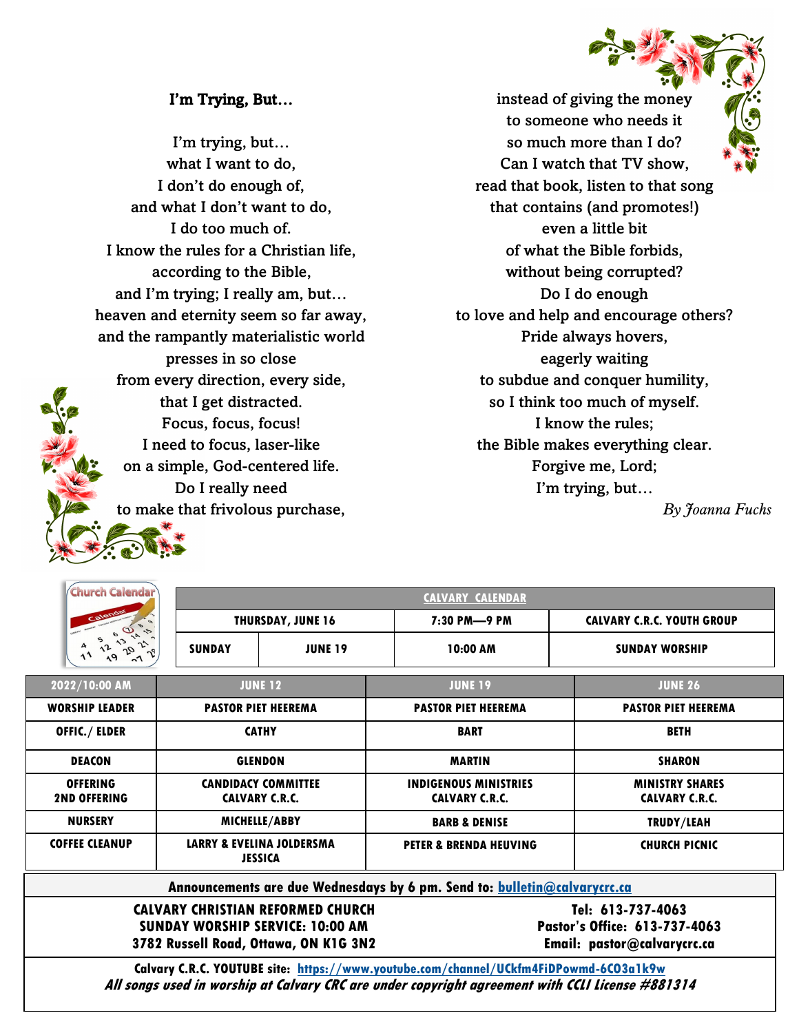**I'm Trying, But…**

I'm trying, but…
what I want to do,
I don't do enough of,
and what I don't want to do,
I do too much of.
I know the rules for a Christian life,
according to the Bible,
and I'm trying; I really am, but…
heaven and eternity seem so far away,
and the rampantly materialistic world
presses in so close
from every direction, every side,
that I get distracted.
Focus, focus, focus!
I need to focus, laser-like
on a simple, God-centered life.
Do I really need
to make that frivolous purchase,
instead of giving the money
to someone who needs it
so much more than I do?
Can I watch that TV show,
read that book, listen to that song
that contains (and promotes!)
even a little bit
of what the Bible forbids,
without being corrupted?
Do I do enough
to love and help and encourage others?
Pride always hovers,
eagerly waiting
to subdue and conquer humility,
so I think too much of myself.
I know the rules;
the Bible makes everything clear.
Forgive me, Lord;
I'm trying, but…

*By Joanna Fuchs*

Church Calendar

| CALVARY CALENDAR | | | |
|---|---|---|---|
| THURSDAY, JUNE 16 | | 7:30 PM—9 PM | CALVARY C.R.C. YOUTH GROUP |
| SUNDAY | JUNE 19 | 10:00 AM | SUNDAY WORSHIP |

| 2022/10:00 AM | JUNE 12 | JUNE 19 | JUNE 26 |
|---|---|---|---|
| WORSHIP LEADER | PASTOR PIET HEEREMA | PASTOR PIET HEEREMA | PASTOR PIET HEEREMA |
| OFFIC./ ELDER | CATHY | BART | BETH |
| DEACON | GLENDON | MARTIN | SHARON |
| OFFERING 2ND OFFERING | CANDIDACY COMMITTEE CALVARY C.R.C. | INDIGENOUS MINISTRIES CALVARY C.R.C. | MINISTRY SHARES CALVARY C.R.C. |
| NURSERY | MICHELLE/ABBY | BARB & DENISE | TRUDY/LEAH |
| COFFEE CLEANUP | LARRY & EVELINA JOLDERSMA JESSICA | PETER & BRENDA HEUVING | CHURCH PICNIC |

**Announcements are due Wednesdays by 6 pm. Send to: bulletin@calvarycrc.ca**

**CALVARY CHRISTIAN REFORMED CHURCH**
**SUNDAY WORSHIP SERVICE: 10:00 AM**
**3782 Russell Road, Ottawa, ON K1G 3N2**

**Tel: 613-737-4063**
**Pastor's Office: 613-737-4063**
**Email: pastor@calvarycrc.ca**

**Calvary C.R.C. YOUTUBE site: https://www.youtube.com/channel/UCkfm4FiDPowmd-6CO3a1k9w**
***All songs used in worship at Calvary CRC are under copyright agreement with CCLI License #881314***